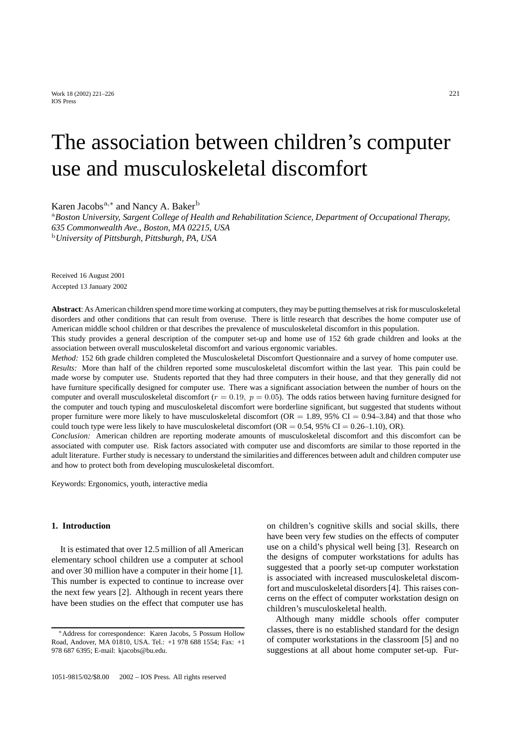# The association between children's computer use and musculoskeletal discomfort

Karen Jacobs[a,*] and Nancy A. Baker[b]

[a] *Boston University, Sargent College of Health and Rehabilitation Science, Department of Occupational Therapy, 635 Commonwealth Ave., Boston, MA 02215, USA*
[b] *University of Pittsburgh, Pittsburgh, PA, USA*

Received 16 August 2001
Accepted 13 January 2002

**Abstract**: As American children spend more time working at computers, they may be putting themselves at risk for musculoskeletal disorders and other conditions that can result from overuse. There is little research that describes the home computer use of American middle school children or that describes the prevalence of musculoskeletal discomfort in this population.

This study provides a general description of the computer set-up and home use of 152 6th grade children and looks at the association between overall musculoskeletal discomfort and various ergonomic variables.

*Method:* 152 6th grade children completed the Musculoskeletal Discomfort Questionnaire and a survey of home computer use.

*Results:* More than half of the children reported some musculoskeletal discomfort within the last year. This pain could be made worse by computer use. Students reported that they had three computers in their house, and that they generally did not have furniture specifically designed for computer use. There was a significant association between the number of hours on the computer and overall musculoskeletal discomfort ($r = 0.19,\ p = 0.05$). The odds ratios between having furniture designed for the computer and touch typing and musculoskeletal discomfort were borderline significant, but suggested that students without proper furniture were more likely to have musculoskeletal discomfort (OR = 1.89, 95% CI = 0.94–3.84) and that those who could touch type were less likely to have musculoskeletal discomfort (OR = 0.54, 95% CI = 0.26–1.10), OR).

*Conclusion:* American children are reporting moderate amounts of musculoskeletal discomfort and this discomfort can be associated with computer use. Risk factors associated with computer use and discomforts are similar to those reported in the adult literature. Further study is necessary to understand the similarities and differences between adult and children computer use and how to protect both from developing musculoskeletal discomfort.

Keywords: Ergonomics, youth, interactive media

## 1. Introduction

It is estimated that over 12.5 million of all American elementary school children use a computer at school and over 30 million have a computer in their home [1]. This number is expected to continue to increase over the next few years [2]. Although in recent years there have been studies on the effect that computer use has on children's cognitive skills and social skills, there have been very few studies on the effects of computer use on a child's physical well being [3]. Research on the designs of computer workstations for adults has suggested that a poorly set-up computer workstation is associated with increased musculoskeletal discomfort and musculoskeletal disorders [4]. This raises concerns on the effect of computer workstation design on children's musculoskeletal health.

Although many middle schools offer computer classes, there is no established standard for the design of computer workstations in the classroom [5] and no suggestions at all about home computer set-up. Fur-

*Address for correspondence: Karen Jacobs, 5 Possum Hollow Road, Andover, MA 01810, USA. Tel.: +1 978 688 1554; Fax: +1 978 687 6395; E-mail: kjacobs@bu.edu.

1051-9815/02/$8.00 2002 – IOS Press. All rights reserved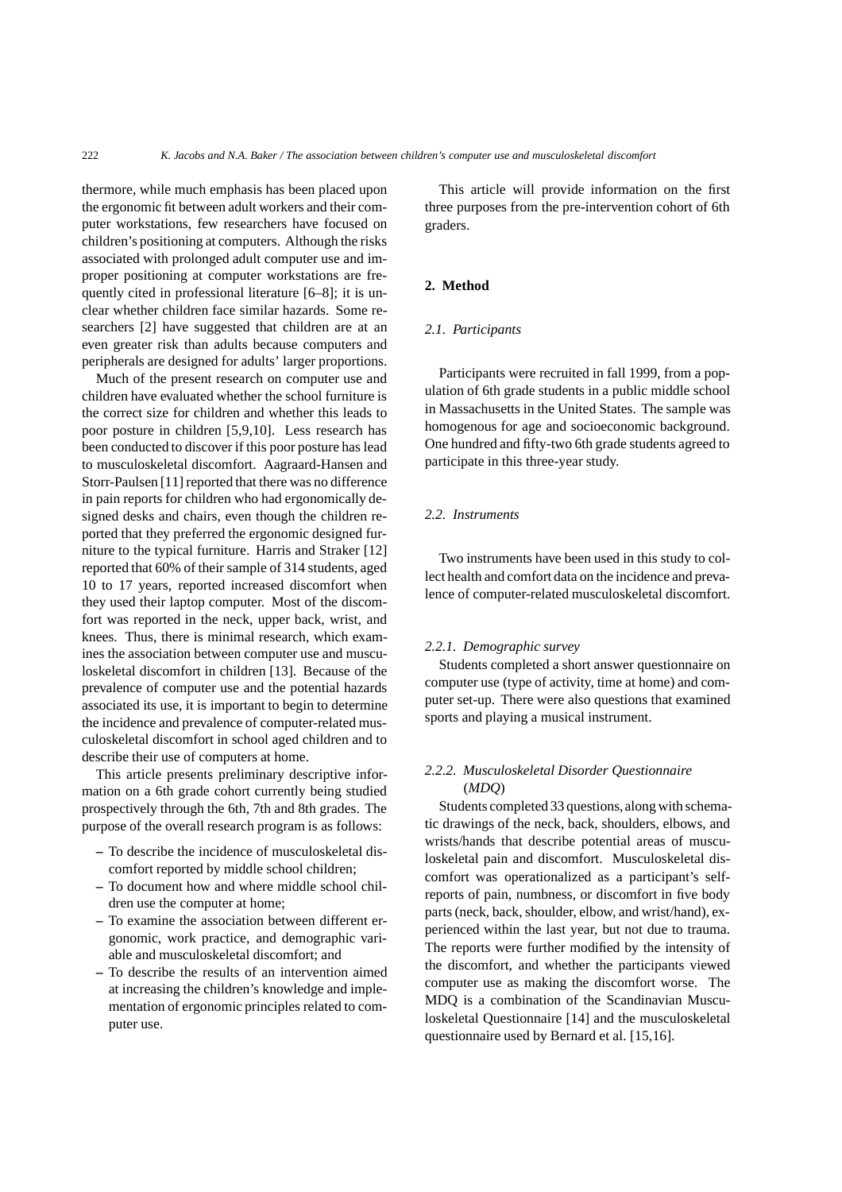thermore, while much emphasis has been placed upon the ergonomic fit between adult workers and their computer workstations, few researchers have focused on children's positioning at computers. Although the risks associated with prolonged adult computer use and improper positioning at computer workstations are frequently cited in professional literature [6–8]; it is unclear whether children face similar hazards. Some researchers [2] have suggested that children are at an even greater risk than adults because computers and peripherals are designed for adults' larger proportions.

Much of the present research on computer use and children have evaluated whether the school furniture is the correct size for children and whether this leads to poor posture in children [5,9,10]. Less research has been conducted to discover if this poor posture has lead to musculoskeletal discomfort. Aagraard-Hansen and Storr-Paulsen [11] reported that there was no difference in pain reports for children who had ergonomically designed desks and chairs, even though the children reported that they preferred the ergonomic designed furniture to the typical furniture. Harris and Straker [12] reported that 60% of their sample of 314 students, aged 10 to 17 years, reported increased discomfort when they used their laptop computer. Most of the discomfort was reported in the neck, upper back, wrist, and knees. Thus, there is minimal research, which examines the association between computer use and musculoskeletal discomfort in children [13]. Because of the prevalence of computer use and the potential hazards associated its use, it is important to begin to determine the incidence and prevalence of computer-related musculoskeletal discomfort in school aged children and to describe their use of computers at home.

This article presents preliminary descriptive information on a 6th grade cohort currently being studied prospectively through the 6th, 7th and 8th grades. The purpose of the overall research program is as follows:

- To describe the incidence of musculoskeletal discomfort reported by middle school children;
- To document how and where middle school children use the computer at home;
- To examine the association between different ergonomic, work practice, and demographic variable and musculoskeletal discomfort; and
- To describe the results of an intervention aimed at increasing the children's knowledge and implementation of ergonomic principles related to computer use.

This article will provide information on the first three purposes from the pre-intervention cohort of 6th graders.

## 2. Method

### *2.1. Participants*

Participants were recruited in fall 1999, from a population of 6th grade students in a public middle school in Massachusetts in the United States. The sample was homogenous for age and socioeconomic background. One hundred and fifty-two 6th grade students agreed to participate in this three-year study.

### *2.2. Instruments*

Two instruments have been used in this study to collect health and comfort data on the incidence and prevalence of computer-related musculoskeletal discomfort.

#### *2.2.1. Demographic survey*

Students completed a short answer questionnaire on computer use (type of activity, time at home) and computer set-up. There were also questions that examined sports and playing a musical instrument.

#### *2.2.2. Musculoskeletal Disorder Questionnaire (MDQ)*

Students completed 33 questions, along with schematic drawings of the neck, back, shoulders, elbows, and wrists/hands that describe potential areas of musculoskeletal pain and discomfort. Musculoskeletal discomfort was operationalized as a participant's self-reports of pain, numbness, or discomfort in five body parts (neck, back, shoulder, elbow, and wrist/hand), experienced within the last year, but not due to trauma. The reports were further modified by the intensity of the discomfort, and whether the participants viewed computer use as making the discomfort worse. The MDQ is a combination of the Scandinavian Musculoskeletal Questionnaire [14] and the musculoskeletal questionnaire used by Bernard et al. [15,16].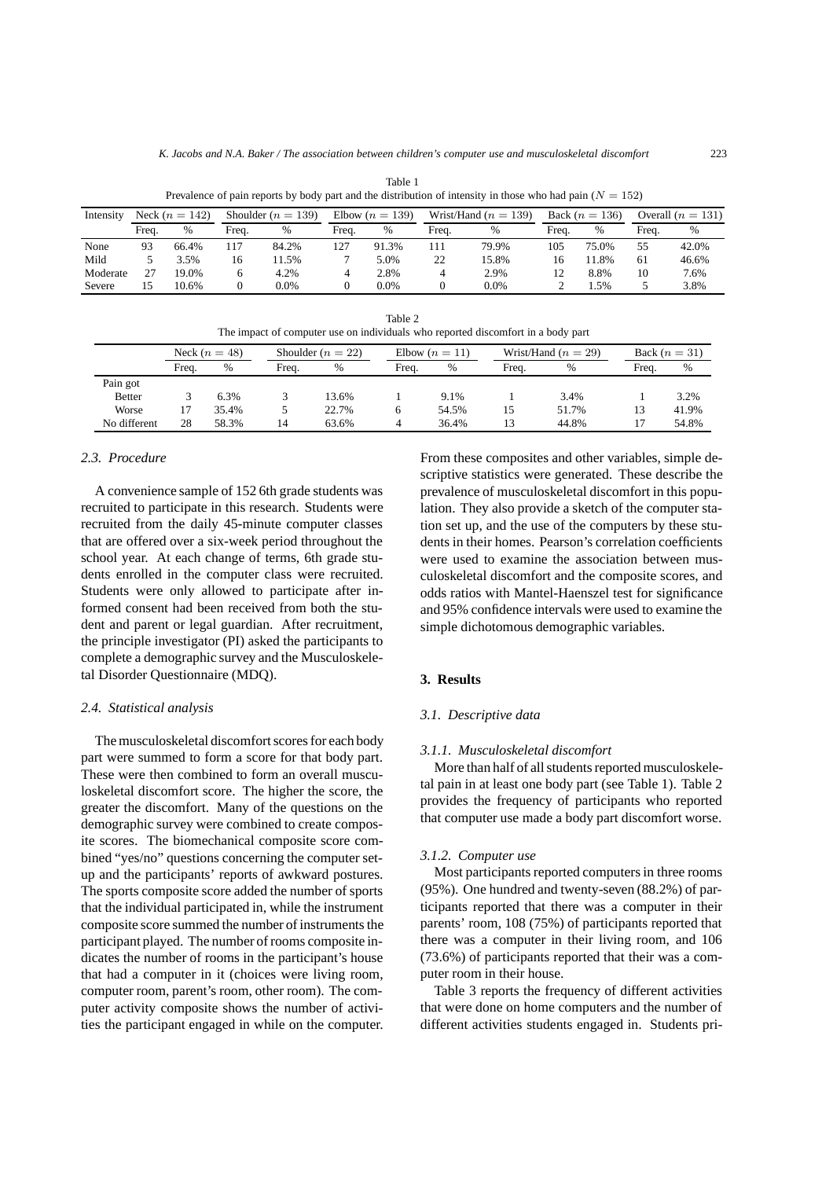Table 1
Prevalence of pain reports by body part and the distribution of intensity in those who had pain ($N = 152$)

| Intensity | Neck ($n = 142$) | | Shoulder ($n = 139$) | | Elbow ($n = 139$) | | Wrist/Hand ($n = 139$) | | Back ($n = 136$) | | Overall ($n = 131$) | |
|---|---|---|---|---|---|---|---|---|---|---|---|---|
| | Freq. | % | Freq. | % | Freq. | % | Freq. | % | Freq. | % | Freq. | % |
| None | 93 | 66.4% | 117 | 84.2% | 127 | 91.3% | 111 | 79.9% | 105 | 75.0% | 55 | 42.0% |
| Mild | 5 | 3.5% | 16 | 11.5% | 7 | 5.0% | 22 | 15.8% | 16 | 11.8% | 61 | 46.6% |
| Moderate | 27 | 19.0% | 6 | 4.2% | 4 | 2.8% | 4 | 2.9% | 12 | 8.8% | 10 | 7.6% |
| Severe | 15 | 10.6% | 0 | 0.0% | 0 | 0.0% | 0 | 0.0% | 2 | 1.5% | 5 | 3.8% |

Table 2
The impact of computer use on individuals who reported discomfort in a body part

| | Neck ($n = 48$) | | Shoulder ($n = 22$) | | Elbow ($n = 11$) | | Wrist/Hand ($n = 29$) | | Back ($n = 31$) | |
|---|---|---|---|---|---|---|---|---|---|---|
| | Freq. | % | Freq. | % | Freq. | % | Freq. | % | Freq. | % |
| Pain got | | | | | | | | | | |
| Better | 3 | 6.3% | 3 | 13.6% | 1 | 9.1% | 1 | 3.4% | 1 | 3.2% |
| Worse | 17 | 35.4% | 5 | 22.7% | 6 | 54.5% | 15 | 51.7% | 13 | 41.9% |
| No different | 28 | 58.3% | 14 | 63.6% | 4 | 36.4% | 13 | 44.8% | 17 | 54.8% |

### 2.3. Procedure

A convenience sample of 152 6th grade students was recruited to participate in this research. Students were recruited from the daily 45-minute computer classes that are offered over a six-week period throughout the school year. At each change of terms, 6th grade students enrolled in the computer class were recruited. Students were only allowed to participate after informed consent had been received from both the student and parent or legal guardian. After recruitment, the principle investigator (PI) asked the participants to complete a demographic survey and the Musculoskeletal Disorder Questionnaire (MDQ).

### 2.4. Statistical analysis

The musculoskeletal discomfort scores for each body part were summed to form a score for that body part. These were then combined to form an overall musculoskeletal discomfort score. The higher the score, the greater the discomfort. Many of the questions on the demographic survey were combined to create composite scores. The biomechanical composite score combined "yes/no" questions concerning the computer setup and the participants' reports of awkward postures. The sports composite score added the number of sports that the individual participated in, while the instrument composite score summed the number of instruments the participant played. The number of rooms composite indicates the number of rooms in the participant's house that had a computer in it (choices were living room, computer room, parent's room, other room). The computer activity composite shows the number of activities the participant engaged in while on the computer. From these composites and other variables, simple descriptive statistics were generated. These describe the prevalence of musculoskeletal discomfort in this population. They also provide a sketch of the computer station set up, and the use of the computers by these students in their homes. Pearson's correlation coefficients were used to examine the association between musculoskeletal discomfort and the composite scores, and odds ratios with Mantel-Haenszel test for significance and 95% confidence intervals were used to examine the simple dichotomous demographic variables.

## 3. Results

### 3.1. Descriptive data

#### 3.1.1. Musculoskeletal discomfort

More than half of all students reported musculoskeletal pain in at least one body part (see Table 1). Table 2 provides the frequency of participants who reported that computer use made a body part discomfort worse.

#### 3.1.2. Computer use

Most participants reported computers in three rooms (95%). One hundred and twenty-seven (88.2%) of participants reported that there was a computer in their parents' room, 108 (75%) of participants reported that there was a computer in their living room, and 106 (73.6%) of participants reported that their was a computer room in their house.

Table 3 reports the frequency of different activities that were done on home computers and the number of different activities students engaged in. Students pri-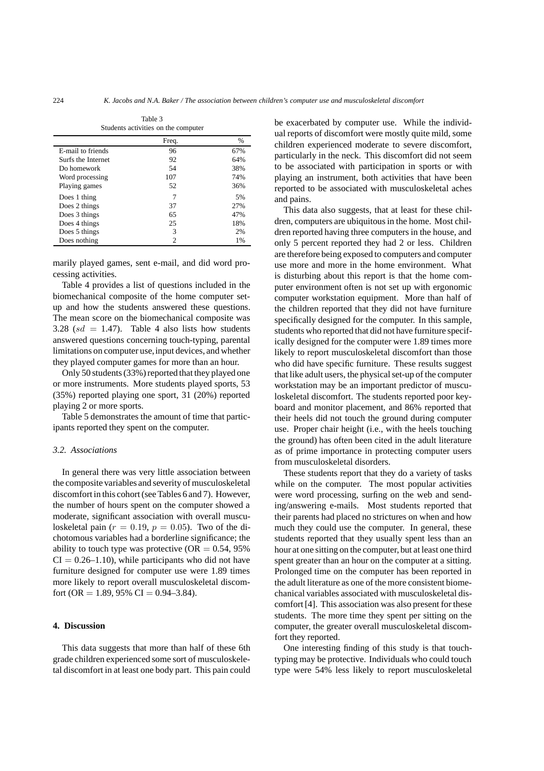Table 3
Students activities on the computer

| | Freq. | % |
|---|---|---|
| E-mail to friends | 96 | 67% |
| Surfs the Internet | 92 | 64% |
| Do homework | 54 | 38% |
| Word processing | 107 | 74% |
| Playing games | 52 | 36% |
| Does 1 thing | 7 | 5% |
| Does 2 things | 37 | 27% |
| Does 3 things | 65 | 47% |
| Does 4 things | 25 | 18% |
| Does 5 things | 3 | 2% |
| Does nothing | 2 | 1% |

marily played games, sent e-mail, and did word processing activities.

Table 4 provides a list of questions included in the biomechanical composite of the home computer setup and how the students answered these questions. The mean score on the biomechanical composite was 3.28 ($sd = 1.47$). Table 4 also lists how students answered questions concerning touch-typing, parental limitations on computer use, input devices, and whether they played computer games for more than an hour.

Only 50 students (33%) reported that they played one or more instruments. More students played sports, 53 (35%) reported playing one sport, 31 (20%) reported playing 2 or more sports.

Table 5 demonstrates the amount of time that participants reported they spent on the computer.

### *3.2. Associations*

In general there was very little association between the composite variables and severity of musculoskeletal discomfort in this cohort (see Tables 6 and 7). However, the number of hours spent on the computer showed a moderate, significant association with overall musculoskeletal pain ($r = 0.19$, $p = 0.05$). Two of the dichotomous variables had a borderline significance; the ability to touch type was protective (OR = 0.54, 95% CI = 0.26–1.10), while participants who did not have furniture designed for computer use were 1.89 times more likely to report overall musculoskeletal discomfort (OR = 1.89, 95% CI = 0.94–3.84).

## **4. Discussion**

This data suggests that more than half of these 6th grade children experienced some sort of musculoskeletal discomfort in at least one body part. This pain could be exacerbated by computer use. While the individual reports of discomfort were mostly quite mild, some children experienced moderate to severe discomfort, particularly in the neck. This discomfort did not seem to be associated with participation in sports or with playing an instrument, both activities that have been reported to be associated with musculoskeletal aches and pains.

This data also suggests, that at least for these children, computers are ubiquitous in the home. Most children reported having three computers in the house, and only 5 percent reported they had 2 or less. Children are therefore being exposed to computers and computer use more and more in the home environment. What is disturbing about this report is that the home computer environment often is not set up with ergonomic computer workstation equipment. More than half of the children reported that they did not have furniture specifically designed for the computer. In this sample, students who reported that did not have furniture specifically designed for the computer were 1.89 times more likely to report musculoskeletal discomfort than those who did have specific furniture. These results suggest that like adult users, the physical set-up of the computer workstation may be an important predictor of musculoskeletal discomfort. The students reported poor keyboard and monitor placement, and 86% reported that their heels did not touch the ground during computer use. Proper chair height (i.e., with the heels touching the ground) has often been cited in the adult literature as of prime importance in protecting computer users from musculoskeletal disorders.

These students report that they do a variety of tasks while on the computer. The most popular activities were word processing, surfing on the web and sending/answering e-mails. Most students reported that their parents had placed no strictures on when and how much they could use the computer. In general, these students reported that they usually spent less than an hour at one sitting on the computer, but at least one third spent greater than an hour on the computer at a sitting. Prolonged time on the computer has been reported in the adult literature as one of the more consistent biomechanical variables associated with musculoskeletal discomfort [4]. This association was also present for these students. The more time they spent per sitting on the computer, the greater overall musculoskeletal discomfort they reported.

One interesting finding of this study is that touch-typing may be protective. Individuals who could touch type were 54% less likely to report musculoskeletal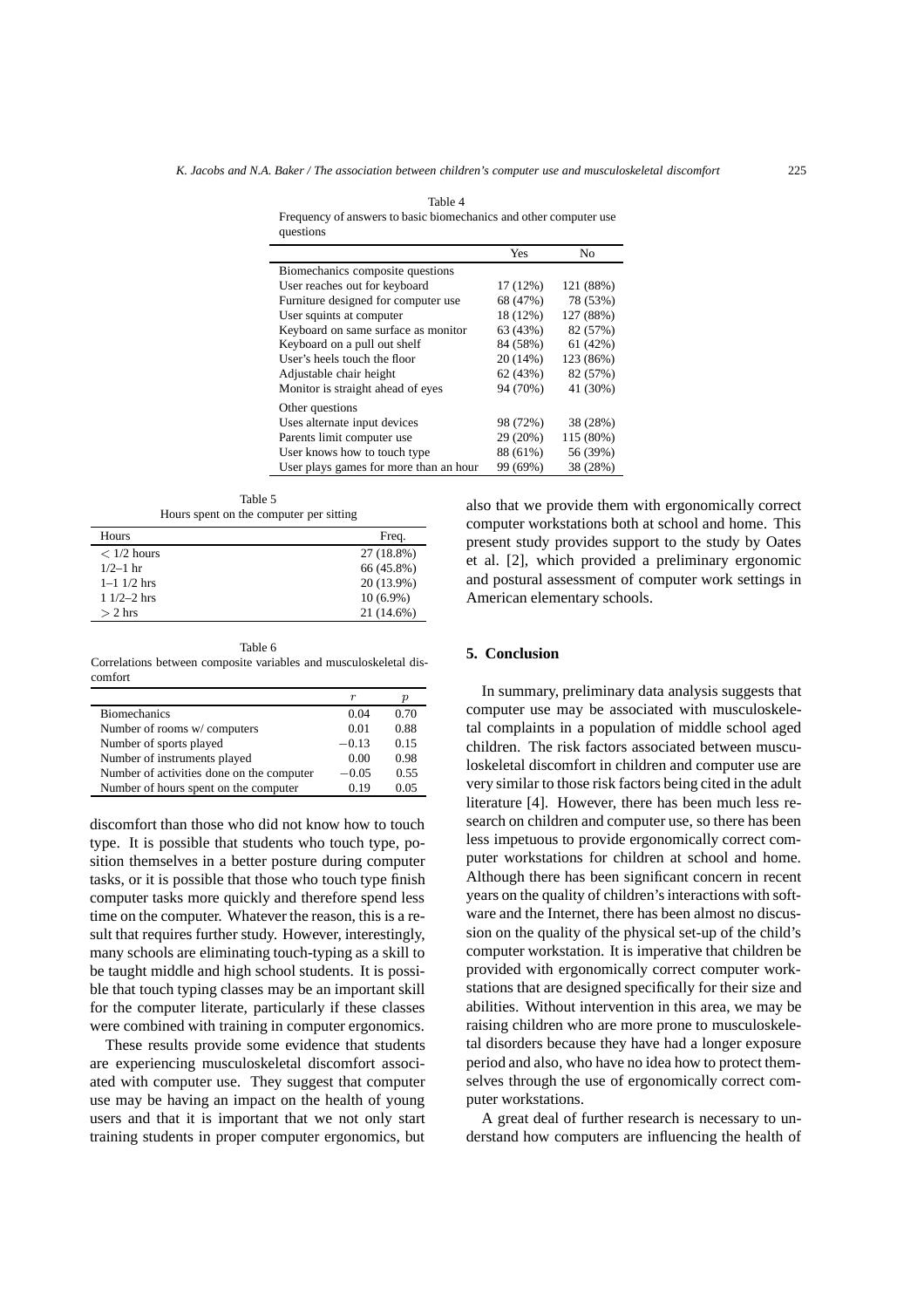Table 4
Frequency of answers to basic biomechanics and other computer use questions

| | Yes | No |
|---|---|---|
| Biomechanics composite questions | | |
| User reaches out for keyboard | 17 (12%) | 121 (88%) |
| Furniture designed for computer use | 68 (47%) | 78 (53%) |
| User squints at computer | 18 (12%) | 127 (88%) |
| Keyboard on same surface as monitor | 63 (43%) | 82 (57%) |
| Keyboard on a pull out shelf | 84 (58%) | 61 (42%) |
| User's heels touch the floor | 20 (14%) | 123 (86%) |
| Adjustable chair height | 62 (43%) | 82 (57%) |
| Monitor is straight ahead of eyes | 94 (70%) | 41 (30%) |
| Other questions | | |
| Uses alternate input devices | 98 (72%) | 38 (28%) |
| Parents limit computer use | 29 (20%) | 115 (80%) |
| User knows how to touch type | 88 (61%) | 56 (39%) |
| User plays games for more than an hour | 99 (69%) | 38 (28%) |

Table 5
Hours spent on the computer per sitting

| Hours | Freq. |
|---|---|
| < 1/2 hours | 27 (18.8%) |
| 1/2–1 hr | 66 (45.8%) |
| 1–1 1/2 hrs | 20 (13.9%) |
| 1 1/2–2 hrs | 10 (6.9%) |
| > 2 hrs | 21 (14.6%) |

Table 6
Correlations between composite variables and musculoskeletal discomfort

| | $r$ | $p$ |
|---|---|---|
| Biomechanics | 0.04 | 0.70 |
| Number of rooms w/ computers | 0.01 | 0.88 |
| Number of sports played | −0.13 | 0.15 |
| Number of instruments played | 0.00 | 0.98 |
| Number of activities done on the computer | −0.05 | 0.55 |
| Number of hours spent on the computer | 0.19 | 0.05 |

discomfort than those who did not know how to touch type. It is possible that students who touch type, position themselves in a better posture during computer tasks, or it is possible that those who touch type finish computer tasks more quickly and therefore spend less time on the computer. Whatever the reason, this is a result that requires further study. However, interestingly, many schools are eliminating touch-typing as a skill to be taught middle and high school students. It is possible that touch typing classes may be an important skill for the computer literate, particularly if these classes were combined with training in computer ergonomics.

These results provide some evidence that students are experiencing musculoskeletal discomfort associated with computer use. They suggest that computer use may be having an impact on the health of young users and that it is important that we not only start training students in proper computer ergonomics, but also that we provide them with ergonomically correct computer workstations both at school and home. This present study provides support to the study by Oates et al. [2], which provided a preliminary ergonomic and postural assessment of computer work settings in American elementary schools.

## 5. Conclusion

In summary, preliminary data analysis suggests that computer use may be associated with musculoskeletal complaints in a population of middle school aged children. The risk factors associated between musculoskeletal discomfort in children and computer use are very similar to those risk factors being cited in the adult literature [4]. However, there has been much less research on children and computer use, so there has been less impetuous to provide ergonomically correct computer workstations for children at school and home. Although there has been significant concern in recent years on the quality of children's interactions with software and the Internet, there has been almost no discussion on the quality of the physical set-up of the child's computer workstation. It is imperative that children be provided with ergonomically correct computer workstations that are designed specifically for their size and abilities. Without intervention in this area, we may be raising children who are more prone to musculoskeletal disorders because they have had a longer exposure period and also, who have no idea how to protect themselves through the use of ergonomically correct computer workstations.

A great deal of further research is necessary to understand how computers are influencing the health of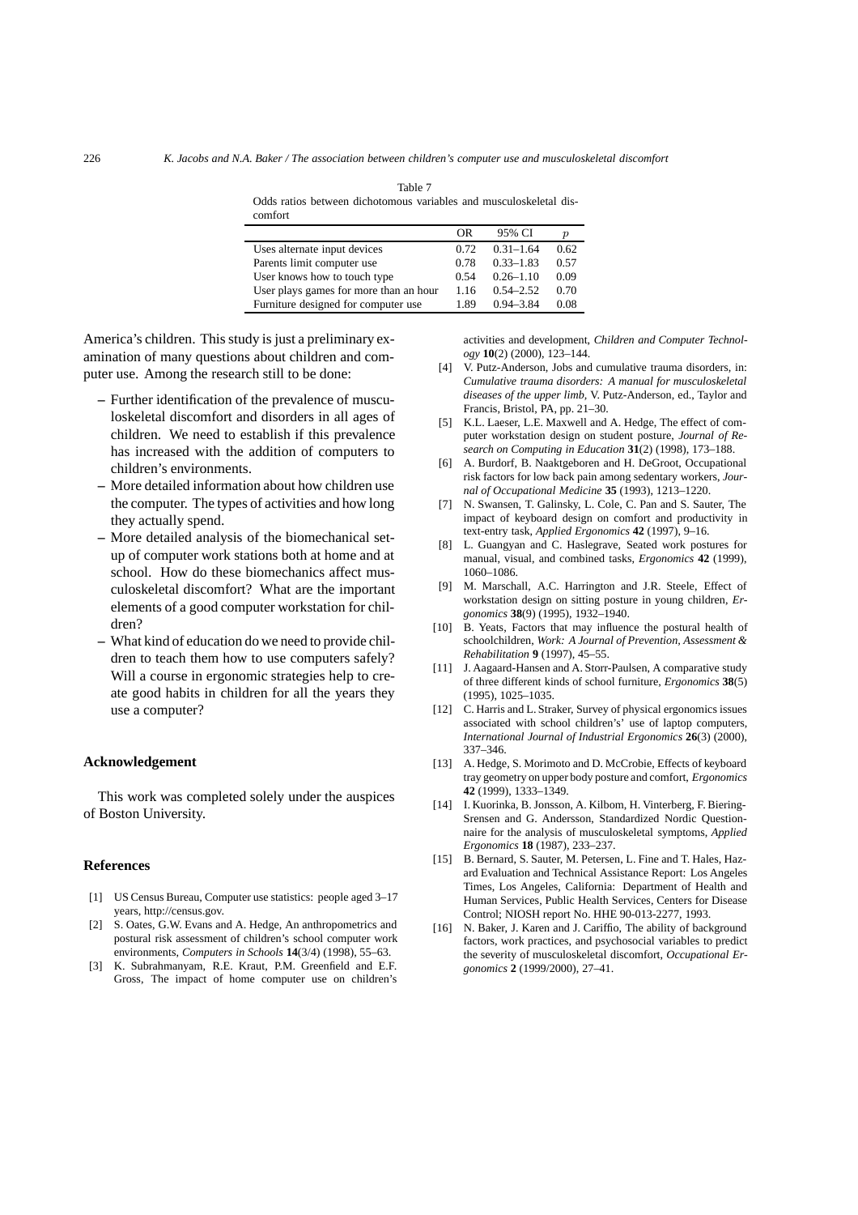Table 7
Odds ratios between dichotomous variables and musculoskeletal discomfort

| | OR | 95% CI | $p$ |
|---|---|---|---|
| Uses alternate input devices | 0.72 | 0.31–1.64 | 0.62 |
| Parents limit computer use | 0.78 | 0.33–1.83 | 0.57 |
| User knows how to touch type | 0.54 | 0.26–1.10 | 0.09 |
| User plays games for more than an hour | 1.16 | 0.54–2.52 | 0.70 |
| Furniture designed for computer use | 1.89 | 0.94–3.84 | 0.08 |

America's children. This study is just a preliminary examination of many questions about children and computer use. Among the research still to be done:

- Further identification of the prevalence of musculoskeletal discomfort and disorders in all ages of children. We need to establish if this prevalence has increased with the addition of computers to children's environments.
- More detailed information about how children use the computer. The types of activities and how long they actually spend.
- More detailed analysis of the biomechanical setup of computer work stations both at home and at school. How do these biomechanics affect musculoskeletal discomfort? What are the important elements of a good computer workstation for children?
- What kind of education do we need to provide children to teach them how to use computers safely? Will a course in ergonomic strategies help to create good habits in children for all the years they use a computer?

## Acknowledgement

This work was completed solely under the auspices of Boston University.

## References

[1] US Census Bureau, Computer use statistics: people aged 3–17 years, http://census.gov.

[2] S. Oates, G.W. Evans and A. Hedge, An anthropometrics and postural risk assessment of children's school computer work environments, *Computers in Schools* **14**(3/4) (1998), 55–63.

[3] K. Subrahmanyam, R.E. Kraut, P.M. Greenfield and E.F. Gross, The impact of home computer use on children's activities and development, *Children and Computer Technology* **10**(2) (2000), 123–144.

[4] V. Putz-Anderson, Jobs and cumulative trauma disorders, in: *Cumulative trauma disorders: A manual for musculoskeletal diseases of the upper limb*, V. Putz-Anderson, ed., Taylor and Francis, Bristol, PA, pp. 21–30.

[5] K.L. Laeser, L.E. Maxwell and A. Hedge, The effect of computer workstation design on student posture, *Journal of Research on Computing in Education* **31**(2) (1998), 173–188.

[6] A. Burdorf, B. Naaktgeboren and H. DeGroot, Occupational risk factors for low back pain among sedentary workers, *Journal of Occupational Medicine* **35** (1993), 1213–1220.

[7] N. Swansen, T. Galinsky, L. Cole, C. Pan and S. Sauter, The impact of keyboard design on comfort and productivity in text-entry task, *Applied Ergonomics* **42** (1997), 9–16.

[8] L. Guangyan and C. Haslegrave, Seated work postures for manual, visual, and combined tasks, *Ergonomics* **42** (1999), 1060–1086.

[9] M. Marschall, A.C. Harrington and J.R. Steele, Effect of workstation design on sitting posture in young children, *Ergonomics* **38**(9) (1995), 1932–1940.

[10] B. Yeats, Factors that may influence the postural health of schoolchildren, *Work: A Journal of Prevention, Assessment & Rehabilitation* **9** (1997), 45–55.

[11] J. Aagaard-Hansen and A. Storr-Paulsen, A comparative study of three different kinds of school furniture, *Ergonomics* **38**(5) (1995), 1025–1035.

[12] C. Harris and L. Straker, Survey of physical ergonomics issues associated with school children's' use of laptop computers, *International Journal of Industrial Ergonomics* **26**(3) (2000), 337–346.

[13] A. Hedge, S. Morimoto and D. McCrobie, Effects of keyboard tray geometry on upper body posture and comfort, *Ergonomics* **42** (1999), 1333–1349.

[14] I. Kuorinka, B. Jonsson, A. Kilbom, H. Vinterberg, F. Biering-Srensen and G. Andersson, Standardized Nordic Questionnaire for the analysis of musculoskeletal symptoms, *Applied Ergonomics* **18** (1987), 233–237.

[15] B. Bernard, S. Sauter, M. Petersen, L. Fine and T. Hales, Hazard Evaluation and Technical Assistance Report: Los Angeles Times, Los Angeles, California: Department of Health and Human Services, Public Health Services, Centers for Disease Control; NIOSH report No. HHE 90-013-2277, 1993.

[16] N. Baker, J. Karen and J. Cariffio, The ability of background factors, work practices, and psychosocial variables to predict the severity of musculoskeletal discomfort, *Occupational Ergonomics* **2** (1999/2000), 27–41.